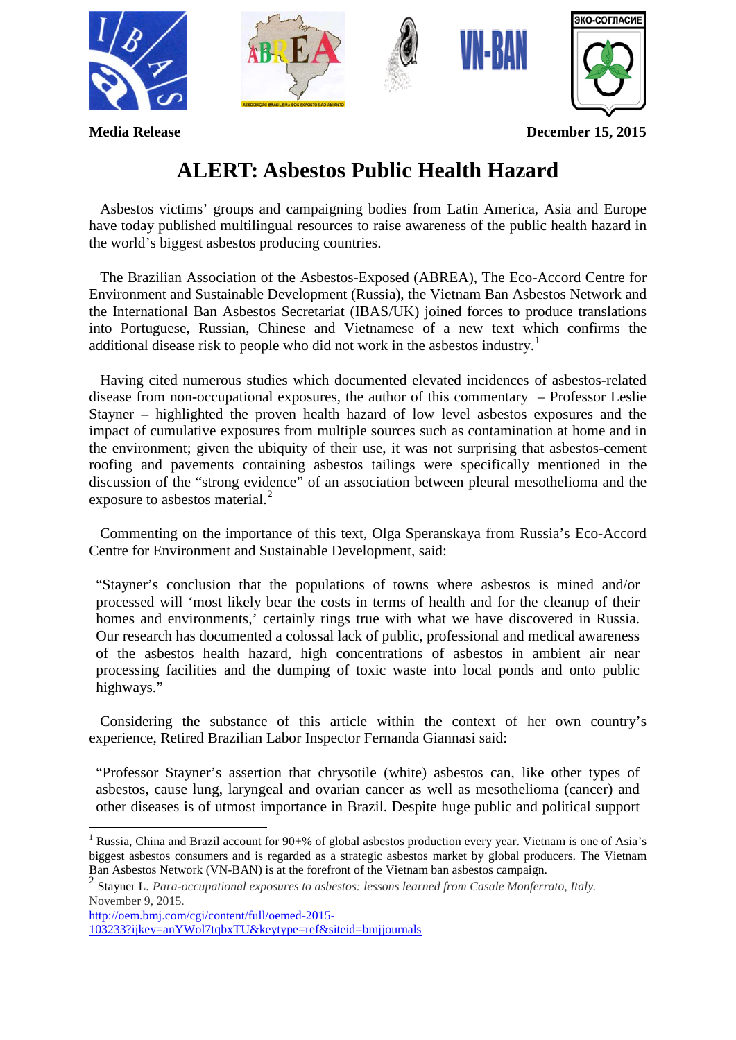**Media Release** **December 15, 2015**

# ALERT: Asbestos Public Health Hazard

Asbestos victims' groups and campaigning bodies from Latin America, Asia and Europe have today published multilingual resources to raise awareness of the public health hazard in the world's biggest asbestos producing countries.

The Brazilian Association of the Asbestos-Exposed (ABREA), The Eco-Accord Centre for Environment and Sustainable Development (Russia), the Vietnam Ban Asbestos Network and the International Ban Asbestos Secretariat (IBAS/UK) joined forces to produce translations into Portuguese, Russian, Chinese and Vietnamese of a new text which confirms the additional disease risk to people who did not work in the asbestos industry.[1]

Having cited numerous studies which documented elevated incidences of asbestos-related disease from non-occupational exposures, the author of this commentary – Professor Leslie Stayner – highlighted the proven health hazard of low level asbestos exposures and the impact of cumulative exposures from multiple sources such as contamination at home and in the environment; given the ubiquity of their use, it was not surprising that asbestos-cement roofing and pavements containing asbestos tailings were specifically mentioned in the discussion of the "strong evidence" of an association between pleural mesothelioma and the exposure to asbestos material.[2]

Commenting on the importance of this text, Olga Speranskaya from Russia's Eco-Accord Centre for Environment and Sustainable Development, said:

> "Stayner's conclusion that the populations of towns where asbestos is mined and/or processed will 'most likely bear the costs in terms of health and for the cleanup of their homes and environments,' certainly rings true with what we have discovered in Russia. Our research has documented a colossal lack of public, professional and medical awareness of the asbestos health hazard, high concentrations of asbestos in ambient air near processing facilities and the dumping of toxic waste into local ponds and onto public highways."

Considering the substance of this article within the context of her own country's experience, Retired Brazilian Labor Inspector Fernanda Giannasi said:

> "Professor Stayner's assertion that chrysotile (white) asbestos can, like other types of asbestos, cause lung, laryngeal and ovarian cancer as well as mesothelioma (cancer) and other diseases is of utmost importance in Brazil. Despite huge public and political support

---

[1] Russia, China and Brazil account for 90+% of global asbestos production every year. Vietnam is one of Asia's biggest asbestos consumers and is regarded as a strategic asbestos market by global producers. The Vietnam Ban Asbestos Network (VN-BAN) is at the forefront of the Vietnam ban asbestos campaign.

[2] Stayner L. *Para-occupational exposures to asbestos: lessons learned from Casale Monferrato, Italy.* November 9, 2015.
http://oem.bmj.com/cgi/content/full/oemed-2015-103233?ijkey=anYWol7tqbxTU&keytype=ref&siteid=bmjjournals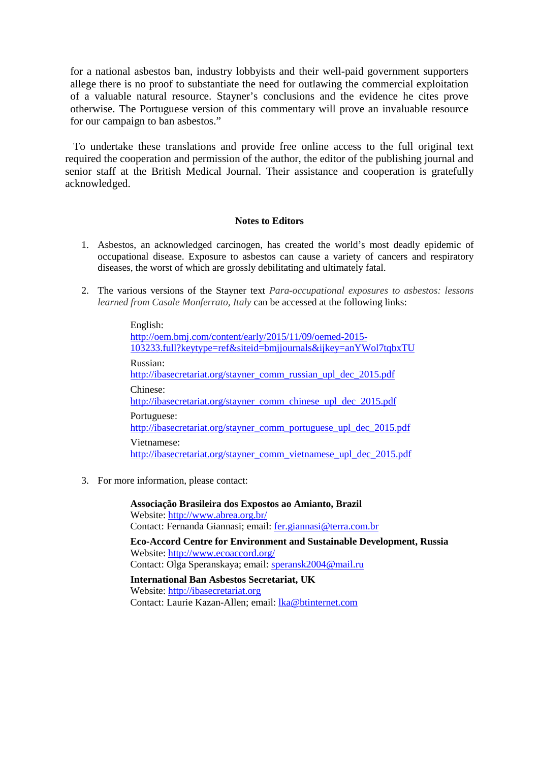for a national asbestos ban, industry lobbyists and their well-paid government supporters allege there is no proof to substantiate the need for outlawing the commercial exploitation of a valuable natural resource. Stayner's conclusions and the evidence he cites prove otherwise. The Portuguese version of this commentary will prove an invaluable resource for our campaign to ban asbestos."

To undertake these translations and provide free online access to the full original text required the cooperation and permission of the author, the editor of the publishing journal and senior staff at the British Medical Journal. Their assistance and cooperation is gratefully acknowledged.

**Notes to Editors**

1. Asbestos, an acknowledged carcinogen, has created the world's most deadly epidemic of occupational disease. Exposure to asbestos can cause a variety of cancers and respiratory diseases, the worst of which are grossly debilitating and ultimately fatal.

2. The various versions of the Stayner text *Para-occupational exposures to asbestos: lessons learned from Casale Monferrato, Italy* can be accessed at the following links:

   English:
   http://oem.bmj.com/content/early/2015/11/09/oemed-2015-103233.full?keytype=ref&siteid=bmjjournals&ijkey=anYWol7tqbxTU

   Russian:
   http://ibasecretariat.org/stayner_comm_russian_upl_dec_2015.pdf

   Chinese:
   http://ibasecretariat.org/stayner_comm_chinese_upl_dec_2015.pdf

   Portuguese:
   http://ibasecretariat.org/stayner_comm_portuguese_upl_dec_2015.pdf

   Vietnamese:
   http://ibasecretariat.org/stayner_comm_vietnamese_upl_dec_2015.pdf

3. For more information, please contact:

   **Associação Brasileira dos Expostos ao Amianto, Brazil**
   Website: http://www.abrea.org.br/
   Contact: Fernanda Giannasi; email: fer.giannasi@terra.com.br

   **Eco-Accord Centre for Environment and Sustainable Development, Russia**
   Website: http://www.ecoaccord.org/
   Contact: Olga Speranskaya; email: speransk2004@mail.ru

   **International Ban Asbestos Secretariat, UK**
   Website: http://ibasecretariat.org
   Contact: Laurie Kazan-Allen; email: lka@btinternet.com